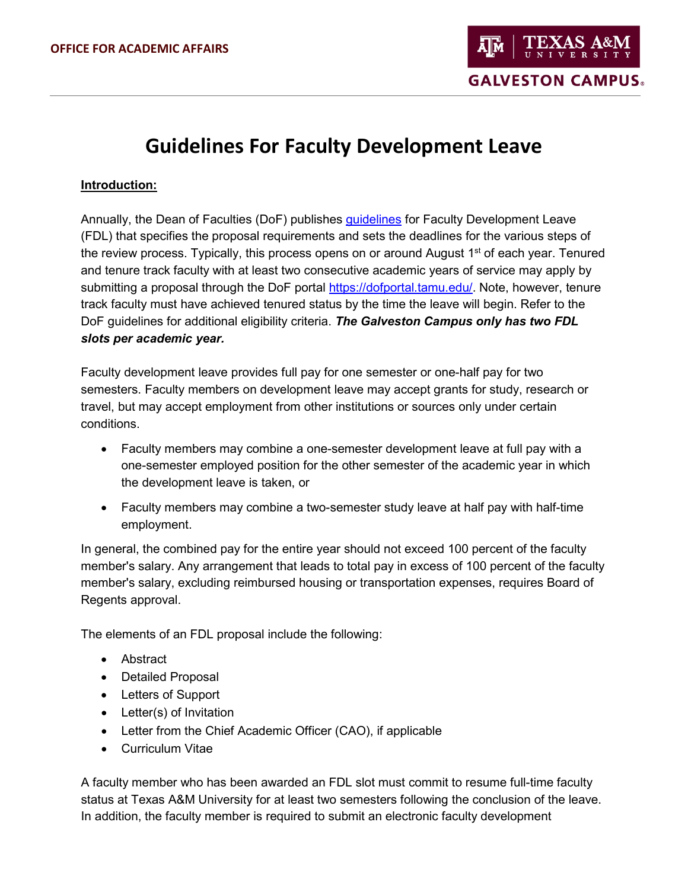OFFICE FOR ACADEMIC AFFAIRS

# Guidelines For Faculty Development Leave

**Introduction:**

Annually, the Dean of Faculties (DoF) publishes [guidelines](guidelines) for Faculty Development Leave (FDL) that specifies the proposal requirements and sets the deadlines for the various steps of the review process. Typically, this process opens on or around August 1st of each year. Tenured and tenure track faculty with at least two consecutive academic years of service may apply by submitting a proposal through the DoF portal [https://dofportal.tamu.edu/](https://dofportal.tamu.edu/). Note, however, tenure track faculty must have achieved tenured status by the time the leave will begin. Refer to the DoF guidelines for additional eligibility criteria. ***The Galveston Campus only has two FDL slots per academic year.***

Faculty development leave provides full pay for one semester or one-half pay for two semesters. Faculty members on development leave may accept grants for study, research or travel, but may accept employment from other institutions or sources only under certain conditions.

- Faculty members may combine a one-semester development leave at full pay with a one-semester employed position for the other semester of the academic year in which the development leave is taken, or
- Faculty members may combine a two-semester study leave at half pay with half-time employment.

In general, the combined pay for the entire year should not exceed 100 percent of the faculty member's salary. Any arrangement that leads to total pay in excess of 100 percent of the faculty member's salary, excluding reimbursed housing or transportation expenses, requires Board of Regents approval.

The elements of an FDL proposal include the following:

- Abstract
- Detailed Proposal
- Letters of Support
- Letter(s) of Invitation
- Letter from the Chief Academic Officer (CAO), if applicable
- Curriculum Vitae

A faculty member who has been awarded an FDL slot must commit to resume full-time faculty status at Texas A&M University for at least two semesters following the conclusion of the leave. In addition, the faculty member is required to submit an electronic faculty development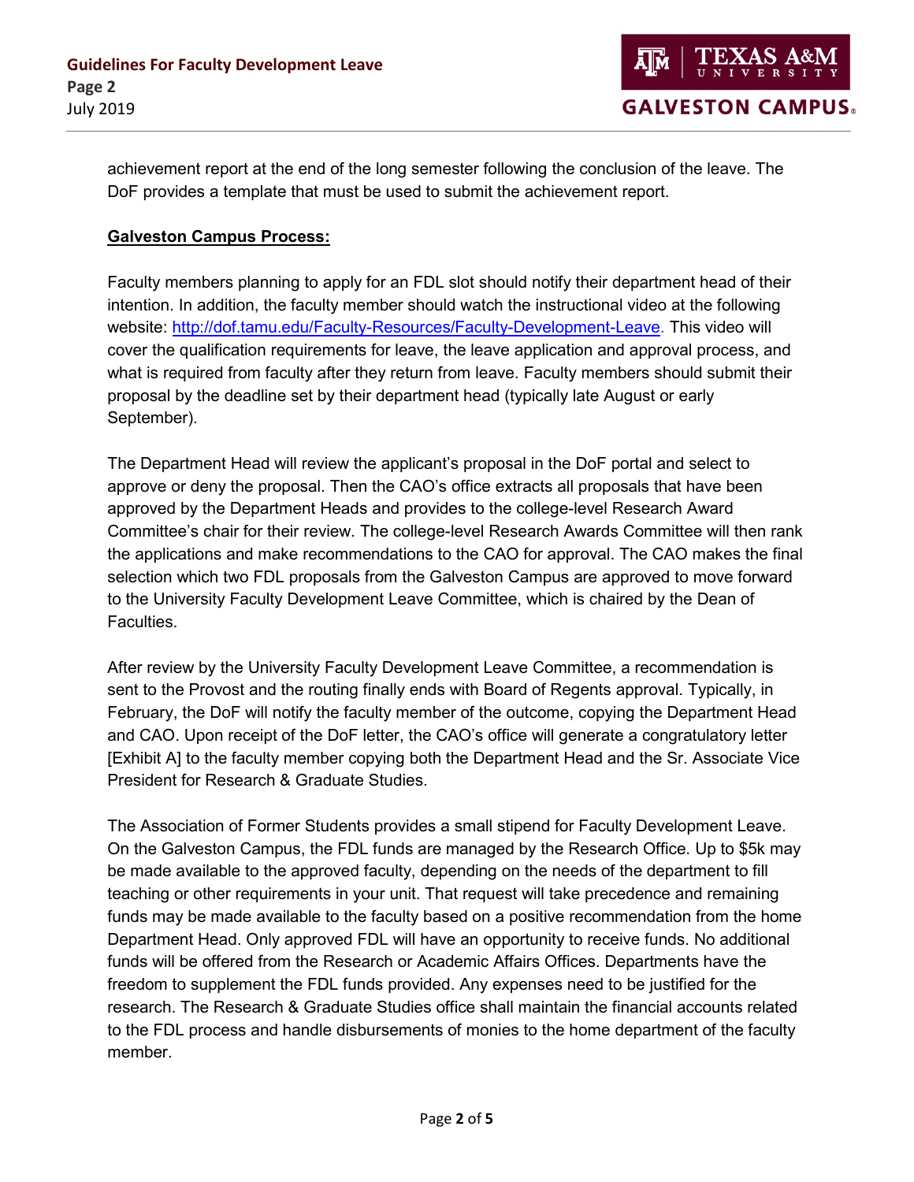achievement report at the end of the long semester following the conclusion of the leave. The DoF provides a template that must be used to submit the achievement report.

**Galveston Campus Process:**

Faculty members planning to apply for an FDL slot should notify their department head of their intention. In addition, the faculty member should watch the instructional video at the following website: [http://dof.tamu.edu/Faculty-Resources/Faculty-Development-Leave](http://dof.tamu.edu/Faculty-Resources/Faculty-Development-Leave). This video will cover the qualification requirements for leave, the leave application and approval process, and what is required from faculty after they return from leave. Faculty members should submit their proposal by the deadline set by their department head (typically late August or early September).

The Department Head will review the applicant's proposal in the DoF portal and select to approve or deny the proposal. Then the CAO's office extracts all proposals that have been approved by the Department Heads and provides to the college-level Research Award Committee's chair for their review. The college-level Research Awards Committee will then rank the applications and make recommendations to the CAO for approval. The CAO makes the final selection which two FDL proposals from the Galveston Campus are approved to move forward to the University Faculty Development Leave Committee, which is chaired by the Dean of Faculties.

After review by the University Faculty Development Leave Committee, a recommendation is sent to the Provost and the routing finally ends with Board of Regents approval. Typically, in February, the DoF will notify the faculty member of the outcome, copying the Department Head and CAO. Upon receipt of the DoF letter, the CAO's office will generate a congratulatory letter [Exhibit A] to the faculty member copying both the Department Head and the Sr. Associate Vice President for Research & Graduate Studies.

The Association of Former Students provides a small stipend for Faculty Development Leave. On the Galveston Campus, the FDL funds are managed by the Research Office. Up to $5k may be made available to the approved faculty, depending on the needs of the department to fill teaching or other requirements in your unit. That request will take precedence and remaining funds may be made available to the faculty based on a positive recommendation from the home Department Head. Only approved FDL will have an opportunity to receive funds. No additional funds will be offered from the Research or Academic Affairs Offices. Departments have the freedom to supplement the FDL funds provided. Any expenses need to be justified for the research. The Research & Graduate Studies office shall maintain the financial accounts related to the FDL process and handle disbursements of monies to the home department of the faculty member.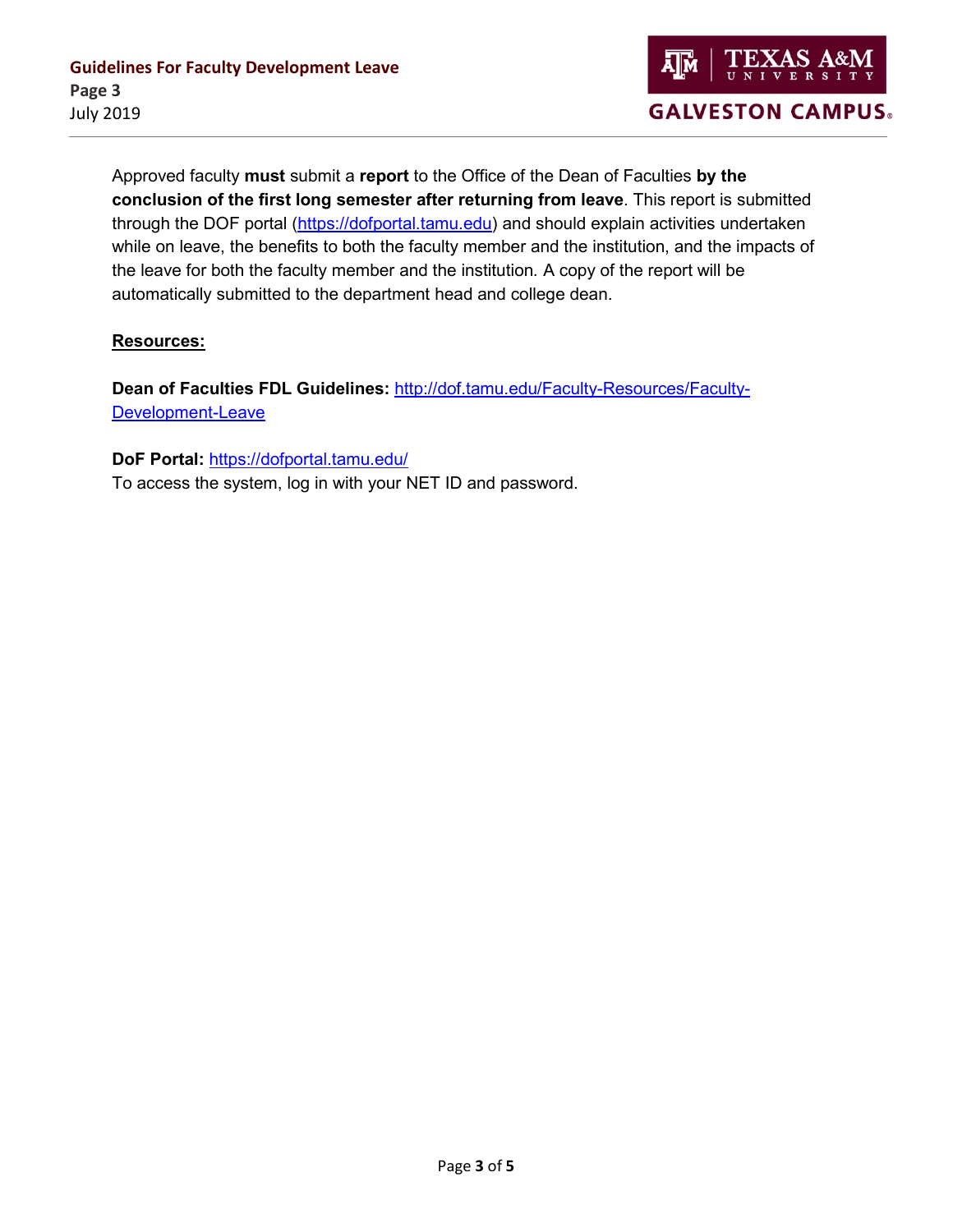Approved faculty **must** submit a **report** to the Office of the Dean of Faculties **by the conclusion of the first long semester after returning from leave**. This report is submitted through the DOF portal ([https://dofportal.tamu.edu](https://dofportal.tamu.edu)) and should explain activities undertaken while on leave, the benefits to both the faculty member and the institution, and the impacts of the leave for both the faculty member and the institution. A copy of the report will be automatically submitted to the department head and college dean.

**Resources:**

**Dean of Faculties FDL Guidelines:** [http://dof.tamu.edu/Faculty-Resources/Faculty-Development-Leave](http://dof.tamu.edu/Faculty-Resources/Faculty-Development-Leave)

**DoF Portal:** [https://dofportal.tamu.edu/](https://dofportal.tamu.edu/)
To access the system, log in with your NET ID and password.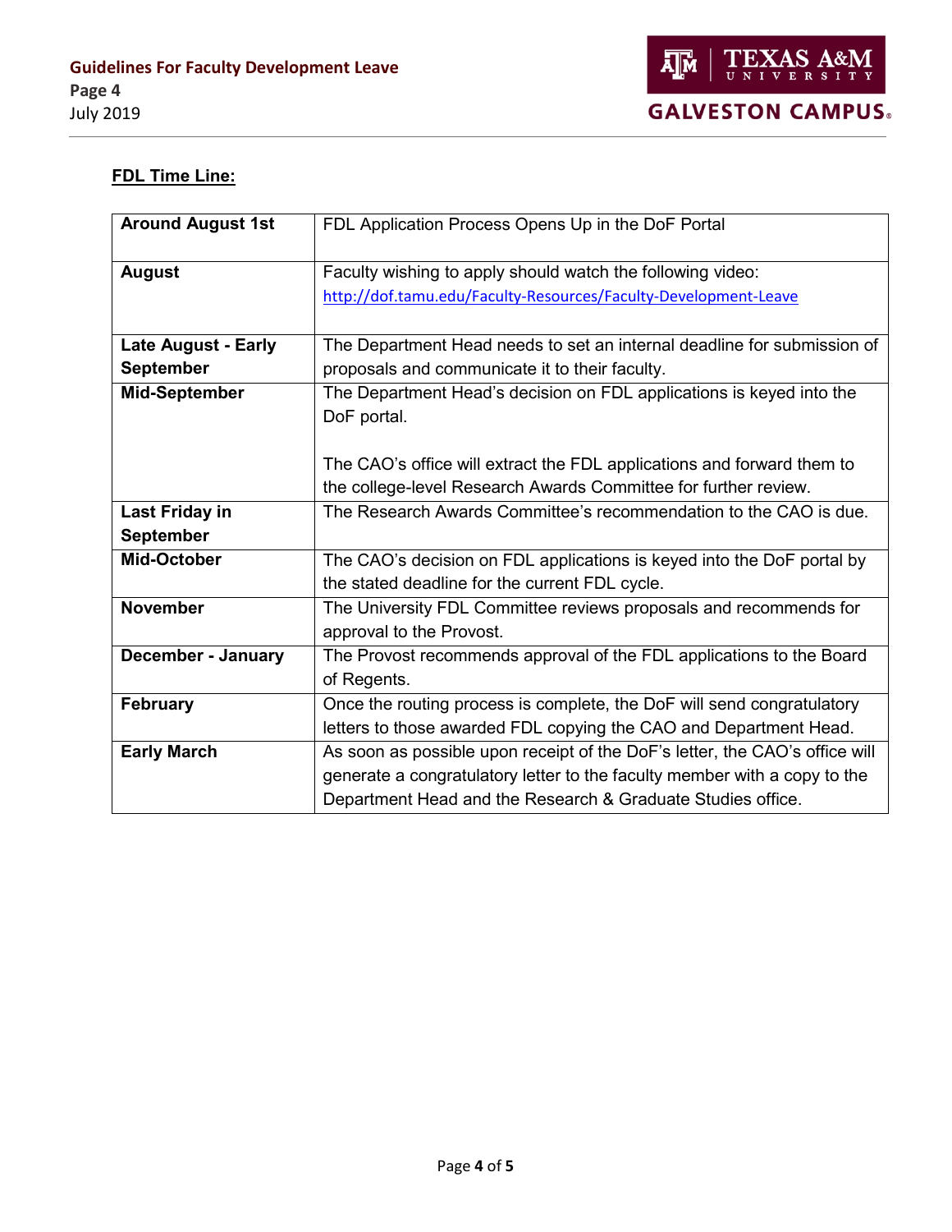**FDL Time Line:**

| | |
|---|---|
| **Around August 1st** | FDL Application Process Opens Up in the DoF Portal |
| **August** | Faculty wishing to apply should watch the following video: http://dof.tamu.edu/Faculty-Resources/Faculty-Development-Leave |
| **Late August - Early September** | The Department Head needs to set an internal deadline for submission of proposals and communicate it to their faculty. |
| **Mid-September** | The Department Head's decision on FDL applications is keyed into the DoF portal.<br><br>The CAO's office will extract the FDL applications and forward them to the college-level Research Awards Committee for further review. |
| **Last Friday in September** | The Research Awards Committee's recommendation to the CAO is due. |
| **Mid-October** | The CAO's decision on FDL applications is keyed into the DoF portal by the stated deadline for the current FDL cycle. |
| **November** | The University FDL Committee reviews proposals and recommends for approval to the Provost. |
| **December - January** | The Provost recommends approval of the FDL applications to the Board of Regents. |
| **February** | Once the routing process is complete, the DoF will send congratulatory letters to those awarded FDL copying the CAO and Department Head. |
| **Early March** | As soon as possible upon receipt of the DoF's letter, the CAO's office will generate a congratulatory letter to the faculty member with a copy to the Department Head and the Research & Graduate Studies office. |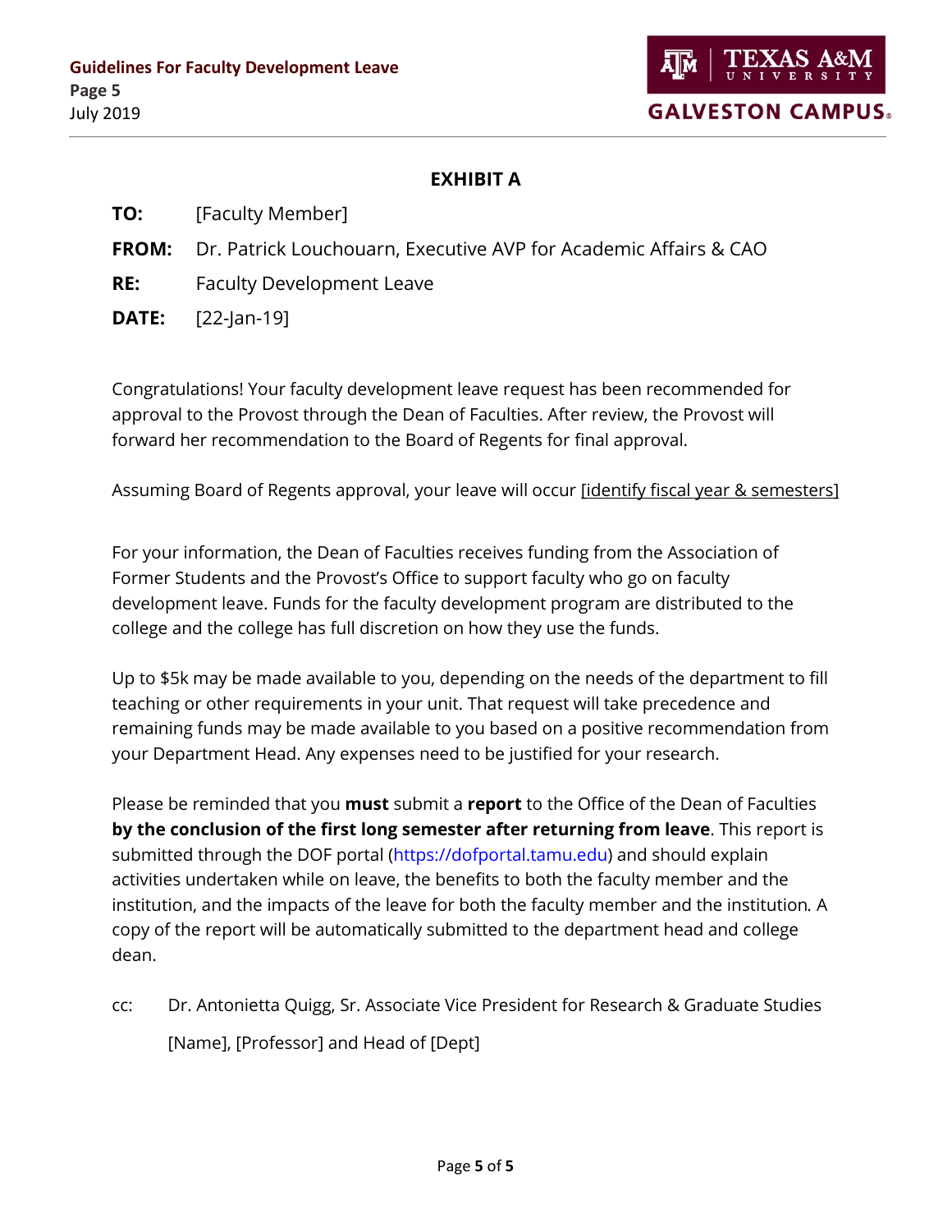## EXHIBIT A

**TO:** [Faculty Member]

**FROM:** Dr. Patrick Louchouarn, Executive AVP for Academic Affairs & CAO

**RE:** Faculty Development Leave

**DATE:** [22-Jan-19]

Congratulations! Your faculty development leave request has been recommended for approval to the Provost through the Dean of Faculties. After review, the Provost will forward her recommendation to the Board of Regents for final approval.

Assuming Board of Regents approval, your leave will occur [identify fiscal year & semesters]

For your information, the Dean of Faculties receives funding from the Association of Former Students and the Provost's Office to support faculty who go on faculty development leave. Funds for the faculty development program are distributed to the college and the college has full discretion on how they use the funds.

Up to $5k may be made available to you, depending on the needs of the department to fill teaching or other requirements in your unit. That request will take precedence and remaining funds may be made available to you based on a positive recommendation from your Department Head. Any expenses need to be justified for your research.

Please be reminded that you **must** submit a **report** to the Office of the Dean of Faculties **by the conclusion of the first long semester after returning from leave**. This report is submitted through the DOF portal (https://dofportal.tamu.edu) and should explain activities undertaken while on leave, the benefits to both the faculty member and the institution, and the impacts of the leave for both the faculty member and the institution. A copy of the report will be automatically submitted to the department head and college dean.

cc: Dr. Antonietta Quigg, Sr. Associate Vice President for Research & Graduate Studies

[Name], [Professor] and Head of [Dept]